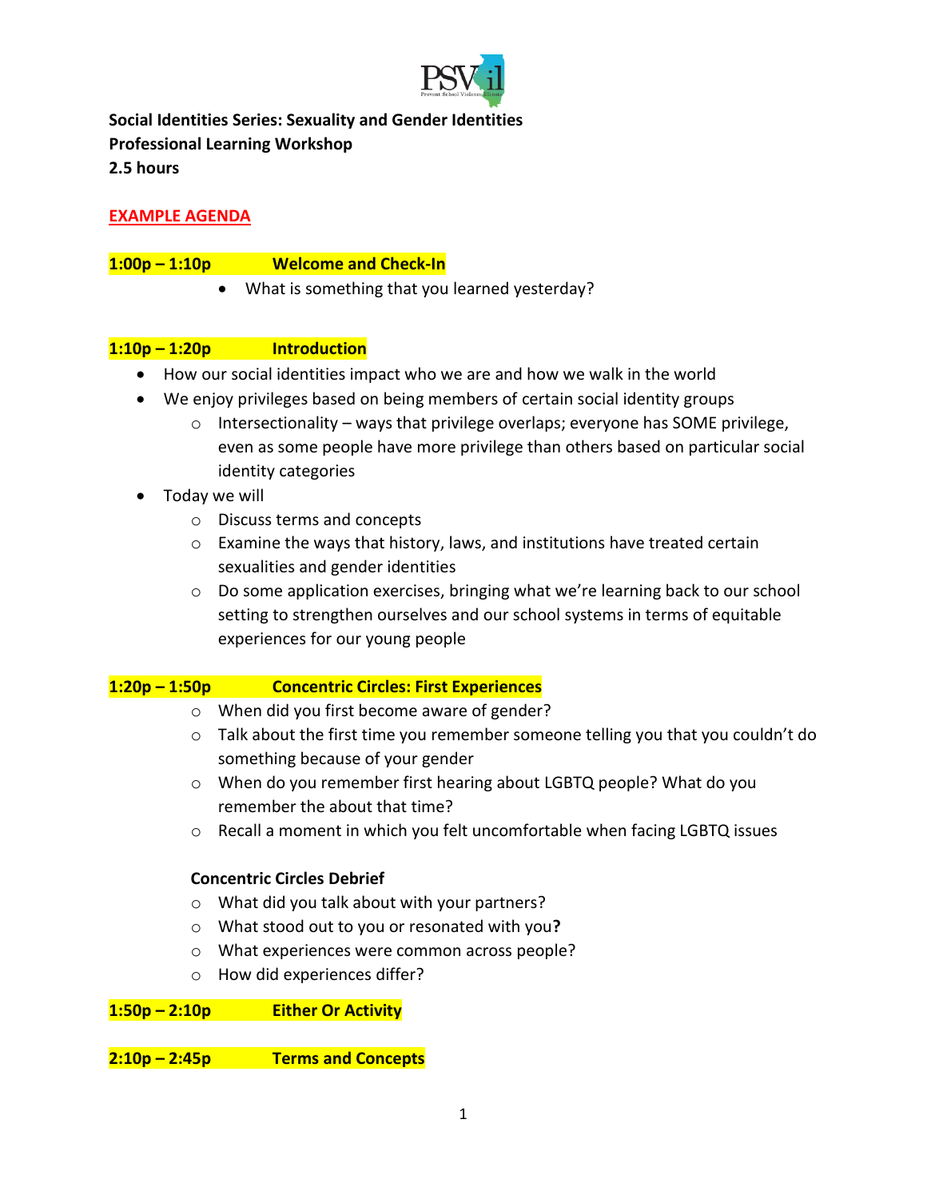**Social Identities Series: Sexuality and Gender Identities**
**Professional Learning Workshop**
**2.5 hours**

**EXAMPLE AGENDA**

**1:00p – 1:10p Welcome and Check-In**

- What is something that you learned yesterday?

**1:10p – 1:20p Introduction**

- How our social identities impact who we are and how we walk in the world
- We enjoy privileges based on being members of certain social identity groups
  - Intersectionality – ways that privilege overlaps; everyone has SOME privilege, even as some people have more privilege than others based on particular social identity categories
- Today we will
  - Discuss terms and concepts
  - Examine the ways that history, laws, and institutions have treated certain sexualities and gender identities
  - Do some application exercises, bringing what we're learning back to our school setting to strengthen ourselves and our school systems in terms of equitable experiences for our young people

**1:20p – 1:50p Concentric Circles: First Experiences**

- When did you first become aware of gender?
- Talk about the first time you remember someone telling you that you couldn't do something because of your gender
- When do you remember first hearing about LGBTQ people? What do you remember the about that time?
- Recall a moment in which you felt uncomfortable when facing LGBTQ issues

**Concentric Circles Debrief**

- What did you talk about with your partners?
- What stood out to you or resonated with you**?**
- What experiences were common across people?
- How did experiences differ?

**1:50p – 2:10p Either Or Activity**

**2:10p – 2:45p Terms and Concepts**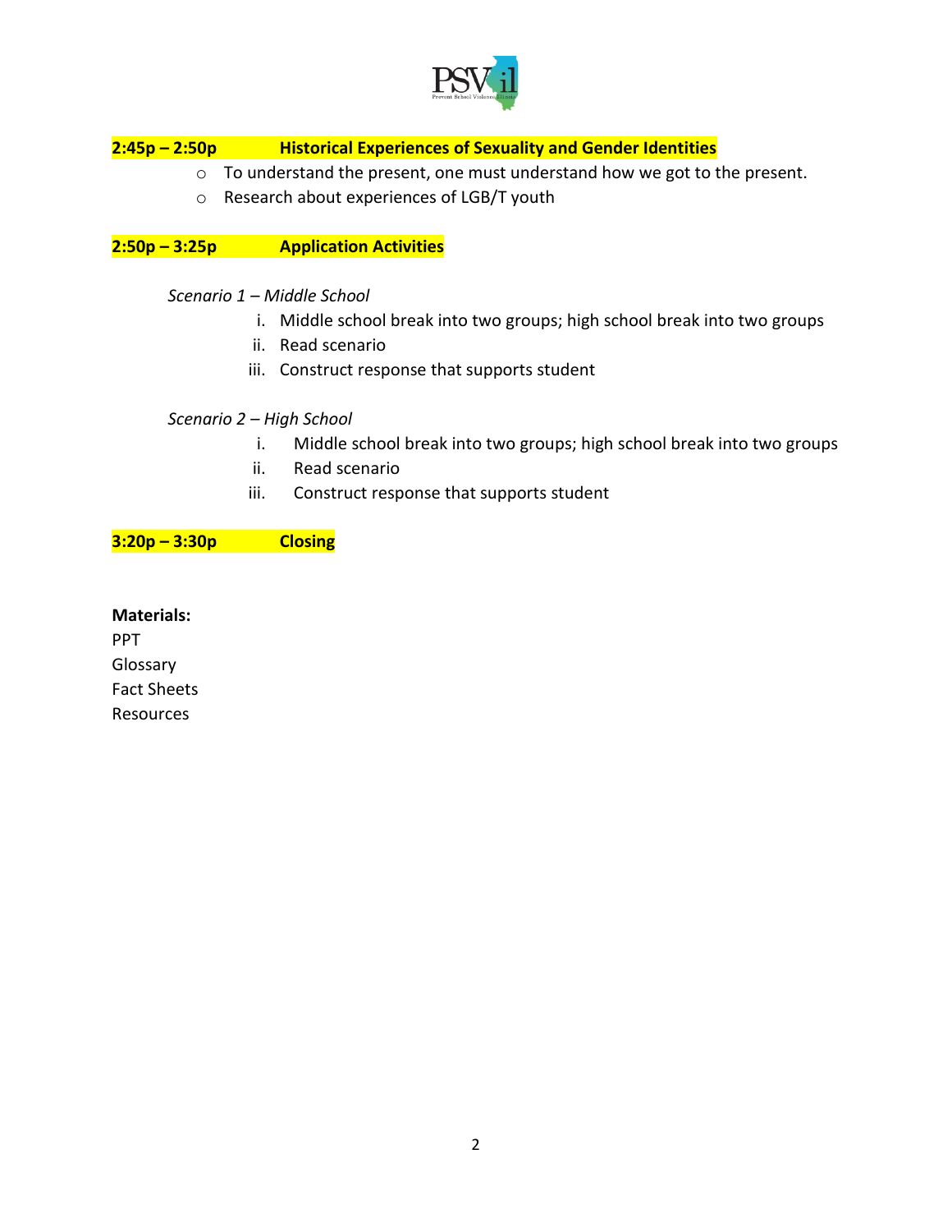**2:45p – 2:50p Historical Experiences of Sexuality and Gender Identities**

- To understand the present, one must understand how we got to the present.
- Research about experiences of LGB/T youth

**2:50p – 3:25p Application Activities**

*Scenario 1 – Middle School*

1. Middle school break into two groups; high school break into two groups
2. Read scenario
3. Construct response that supports student

*Scenario 2 – High School*

1. Middle school break into two groups; high school break into two groups
2. Read scenario
3. Construct response that supports student

**3:20p – 3:30p Closing**

**Materials:**

PPT

Glossary

Fact Sheets

Resources